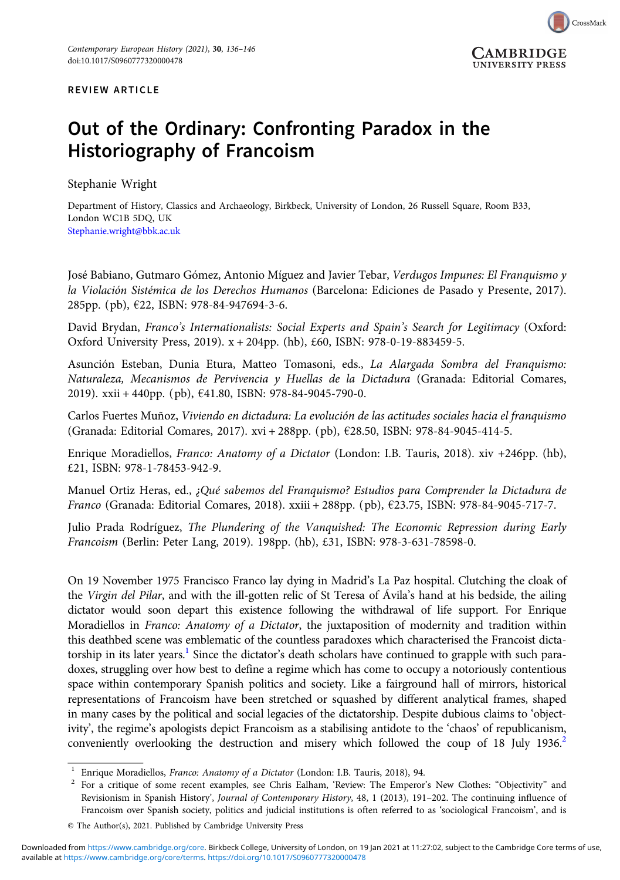REVIEW ARTICLE

# Out of the Ordinary: Confronting Paradox in the Historiography of Francoism

Stephanie Wright

Department of History, Classics and Archaeology, Birkbeck, University of London, 26 Russell Square, Room B33, London WC1B 5DQ, UK
Stephanie.wright@bbk.ac.uk

José Babiano, Gutmaro Gómez, Antonio Míguez and Javier Tebar, *Verdugos Impunes: El Franquismo y la Violación Sistémica de los Derechos Humanos* (Barcelona: Ediciones de Pasado y Presente, 2017). 285pp. (pb), €22, ISBN: 978-84-947694-3-6.

David Brydan, *Franco's Internationalists: Social Experts and Spain's Search for Legitimacy* (Oxford: Oxford University Press, 2019). x + 204pp. (hb), £60, ISBN: 978-0-19-883459-5.

Asunción Esteban, Dunia Etura, Matteo Tomasoni, eds., *La Alargada Sombra del Franquismo: Naturaleza, Mecanismos de Pervivencia y Huellas de la Dictadura* (Granada: Editorial Comares, 2019). xxii + 440pp. (pb), €41.80, ISBN: 978-84-9045-790-0.

Carlos Fuertes Muñoz, *Viviendo en dictadura: La evolución de las actitudes sociales hacia el franquismo* (Granada: Editorial Comares, 2017). xvi + 288pp. (pb), €28.50, ISBN: 978-84-9045-414-5.

Enrique Moradiellos, *Franco: Anatomy of a Dictator* (London: I.B. Tauris, 2018). xiv +246pp. (hb), £21, ISBN: 978-1-78453-942-9.

Manuel Ortiz Heras, ed., *¿Qué sabemos del Franquismo? Estudios para Comprender la Dictadura de Franco* (Granada: Editorial Comares, 2018). xxiii + 288pp. (pb), €23.75, ISBN: 978-84-9045-717-7.

Julio Prada Rodríguez, *The Plundering of the Vanquished: The Economic Repression during Early Francoism* (Berlin: Peter Lang, 2019). 198pp. (hb), £31, ISBN: 978-3-631-78598-0.

On 19 November 1975 Francisco Franco lay dying in Madrid's La Paz hospital. Clutching the cloak of the *Virgin del Pilar*, and with the ill-gotten relic of St Teresa of Ávila's hand at his bedside, the ailing dictator would soon depart this existence following the withdrawal of life support. For Enrique Moradiellos in *Franco: Anatomy of a Dictator*, the juxtaposition of modernity and tradition within this deathbed scene was emblematic of the countless paradoxes which characterised the Francoist dictatorship in its later years.[1] Since the dictator's death scholars have continued to grapple with such paradoxes, struggling over how best to define a regime which has come to occupy a notoriously contentious space within contemporary Spanish politics and society. Like a fairground hall of mirrors, historical representations of Francoism have been stretched or squashed by different analytical frames, shaped in many cases by the political and social legacies of the dictatorship. Despite dubious claims to 'objectivity', the regime's apologists depict Francoism as a stabilising antidote to the 'chaos' of republicanism, conveniently overlooking the destruction and misery which followed the coup of 18 July 1936.[2]

---

[1] Enrique Moradiellos, *Franco: Anatomy of a Dictator* (London: I.B. Tauris, 2018), 94.

[2] For a critique of some recent examples, see Chris Ealham, 'Review: The Emperor's New Clothes: "Objectivity" and Revisionism in Spanish History', *Journal of Contemporary History*, 48, 1 (2013), 191–202. The continuing influence of Francoism over Spanish society, politics and judicial institutions is often referred to as 'sociological Francoism', and is

© The Author(s), 2021. Published by Cambridge University Press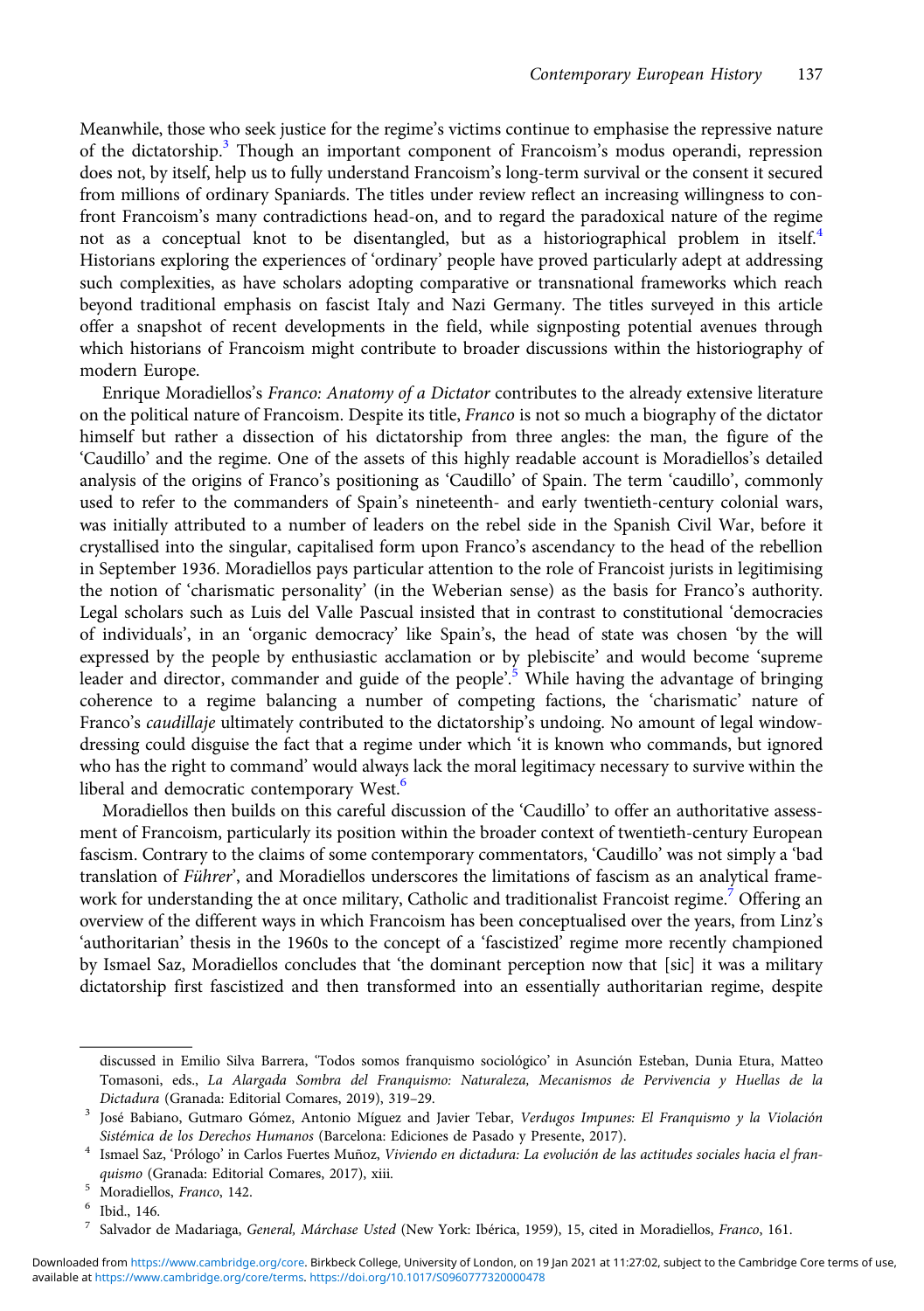Meanwhile, those who seek justice for the regime's victims continue to emphasise the repressive nature of the dictatorship.[3] Though an important component of Francoism's modus operandi, repression does not, by itself, help us to fully understand Francoism's long-term survival or the consent it secured from millions of ordinary Spaniards. The titles under review reflect an increasing willingness to confront Francoism's many contradictions head-on, and to regard the paradoxical nature of the regime not as a conceptual knot to be disentangled, but as a historiographical problem in itself.[4] Historians exploring the experiences of 'ordinary' people have proved particularly adept at addressing such complexities, as have scholars adopting comparative or transnational frameworks which reach beyond traditional emphasis on fascist Italy and Nazi Germany. The titles surveyed in this article offer a snapshot of recent developments in the field, while signposting potential avenues through which historians of Francoism might contribute to broader discussions within the historiography of modern Europe.

Enrique Moradiellos's *Franco: Anatomy of a Dictator* contributes to the already extensive literature on the political nature of Francoism. Despite its title, *Franco* is not so much a biography of the dictator himself but rather a dissection of his dictatorship from three angles: the man, the figure of the 'Caudillo' and the regime. One of the assets of this highly readable account is Moradiellos's detailed analysis of the origins of Franco's positioning as 'Caudillo' of Spain. The term 'caudillo', commonly used to refer to the commanders of Spain's nineteenth- and early twentieth-century colonial wars, was initially attributed to a number of leaders on the rebel side in the Spanish Civil War, before it crystallised into the singular, capitalised form upon Franco's ascendancy to the head of the rebellion in September 1936. Moradiellos pays particular attention to the role of Francoist jurists in legitimising the notion of 'charismatic personality' (in the Weberian sense) as the basis for Franco's authority. Legal scholars such as Luis del Valle Pascual insisted that in contrast to constitutional 'democracies of individuals', in an 'organic democracy' like Spain's, the head of state was chosen 'by the will expressed by the people by enthusiastic acclamation or by plebiscite' and would become 'supreme leader and director, commander and guide of the people'.[5] While having the advantage of bringing coherence to a regime balancing a number of competing factions, the 'charismatic' nature of Franco's *caudillaje* ultimately contributed to the dictatorship's undoing. No amount of legal window-dressing could disguise the fact that a regime under which 'it is known who commands, but ignored who has the right to command' would always lack the moral legitimacy necessary to survive within the liberal and democratic contemporary West.[6]

Moradiellos then builds on this careful discussion of the 'Caudillo' to offer an authoritative assessment of Francoism, particularly its position within the broader context of twentieth-century European fascism. Contrary to the claims of some contemporary commentators, 'Caudillo' was not simply a 'bad translation of *Führer*', and Moradiellos underscores the limitations of fascism as an analytical framework for understanding the at once military, Catholic and traditionalist Francoist regime.[7] Offering an overview of the different ways in which Francoism has been conceptualised over the years, from Linz's 'authoritarian' thesis in the 1960s to the concept of a 'fascistized' regime more recently championed by Ismael Saz, Moradiellos concludes that 'the dominant perception now that [sic] it was a military dictatorship first fascistized and then transformed into an essentially authoritarian regime, despite

---

discussed in Emilio Silva Barrera, 'Todos somos franquismo sociológico' in Asunción Esteban, Dunia Etura, Matteo Tomasoni, eds., *La Alargada Sombra del Franquismo: Naturaleza, Mecanismos de Pervivencia y Huellas de la Dictadura* (Granada: Editorial Comares, 2019), 319–29.

[3] José Babiano, Gutmaro Gómez, Antonio Míguez and Javier Tebar, *Verdugos Impunes: El Franquismo y la Violación Sistémica de los Derechos Humanos* (Barcelona: Ediciones de Pasado y Presente, 2017).

[4] Ismael Saz, 'Prólogo' in Carlos Fuertes Muñoz, *Viviendo en dictadura: La evolución de las actitudes sociales hacia el franquismo* (Granada: Editorial Comares, 2017), xiii.

[5] Moradiellos, *Franco*, 142.

[6] Ibid., 146.

[7] Salvador de Madariaga, *General, Márchase Usted* (New York: Ibérica, 1959), 15, cited in Moradiellos, *Franco*, 161.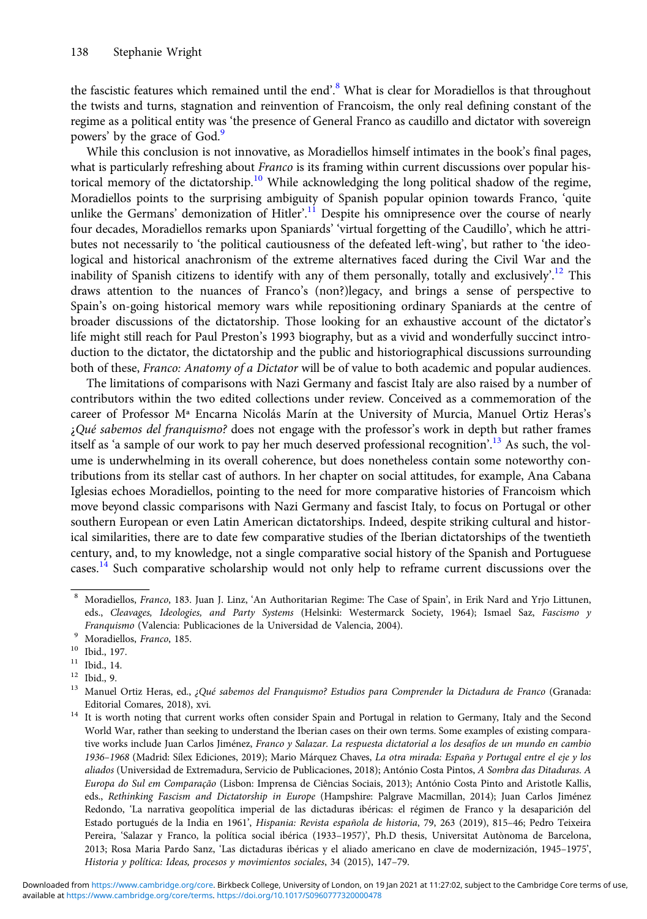the fascistic features which remained until the end'.[8] What is clear for Moradiellos is that throughout the twists and turns, stagnation and reinvention of Francoism, the only real defining constant of the regime as a political entity was 'the presence of General Franco as caudillo and dictator with sovereign powers' by the grace of God.[9]

While this conclusion is not innovative, as Moradiellos himself intimates in the book's final pages, what is particularly refreshing about *Franco* is its framing within current discussions over popular historical memory of the dictatorship.[10] While acknowledging the long political shadow of the regime, Moradiellos points to the surprising ambiguity of Spanish popular opinion towards Franco, 'quite unlike the Germans' demonization of Hitler'.[11] Despite his omnipresence over the course of nearly four decades, Moradiellos remarks upon Spaniards' 'virtual forgetting of the Caudillo', which he attributes not necessarily to 'the political cautiousness of the defeated left-wing', but rather to 'the ideological and historical anachronism of the extreme alternatives faced during the Civil War and the inability of Spanish citizens to identify with any of them personally, totally and exclusively'.[12] This draws attention to the nuances of Franco's (non?)legacy, and brings a sense of perspective to Spain's on-going historical memory wars while repositioning ordinary Spaniards at the centre of broader discussions of the dictatorship. Those looking for an exhaustive account of the dictator's life might still reach for Paul Preston's 1993 biography, but as a vivid and wonderfully succinct introduction to the dictator, the dictatorship and the public and historiographical discussions surrounding both of these, *Franco: Anatomy of a Dictator* will be of value to both academic and popular audiences.

The limitations of comparisons with Nazi Germany and fascist Italy are also raised by a number of contributors within the two edited collections under review. Conceived as a commemoration of the career of Professor Mª Encarna Nicolás Marín at the University of Murcia, Manuel Ortiz Heras's *¿Qué sabemos del franquismo?* does not engage with the professor's work in depth but rather frames itself as 'a sample of our work to pay her much deserved professional recognition'.[13] As such, the volume is underwhelming in its overall coherence, but does nonetheless contain some noteworthy contributions from its stellar cast of authors. In her chapter on social attitudes, for example, Ana Cabana Iglesias echoes Moradiellos, pointing to the need for more comparative histories of Francoism which move beyond classic comparisons with Nazi Germany and fascist Italy, to focus on Portugal or other southern European or even Latin American dictatorships. Indeed, despite striking cultural and historical similarities, there are to date few comparative studies of the Iberian dictatorships of the twentieth century, and, to my knowledge, not a single comparative social history of the Spanish and Portuguese cases.[14] Such comparative scholarship would not only help to reframe current discussions over the

---

[8] Moradiellos, *Franco*, 183. Juan J. Linz, 'An Authoritarian Regime: The Case of Spain', in Erik Nard and Yrjo Littunen, eds., *Cleavages, Ideologies, and Party Systems* (Helsinki: Westermarck Society, 1964); Ismael Saz, *Fascismo y Franquismo* (Valencia: Publicaciones de la Universidad de Valencia, 2004).

[9] Moradiellos, *Franco*, 185.

[10] Ibid., 197.

[11] Ibid., 14.

[12] Ibid., 9.

[13] Manuel Ortiz Heras, ed., *¿Qué sabemos del Franquismo? Estudios para Comprender la Dictadura de Franco* (Granada: Editorial Comares, 2018), xvi.

[14] It is worth noting that current works often consider Spain and Portugal in relation to Germany, Italy and the Second World War, rather than seeking to understand the Iberian cases on their own terms. Some examples of existing comparative works include Juan Carlos Jiménez, *Franco y Salazar. La respuesta dictatorial a los desafíos de un mundo en cambio 1936–1968* (Madrid: Sílex Ediciones, 2019); Mario Márquez Chaves, *La otra mirada: España y Portugal entre el eje y los aliados* (Universidad de Extremadura, Servicio de Publicaciones, 2018); António Costa Pintos, *A Sombra das Ditaduras. A Europa do Sul em Comparação* (Lisbon: Imprensa de Ciências Sociais, 2013); António Costa Pinto and Aristotle Kallis, eds., *Rethinking Fascism and Dictatorship in Europe* (Hampshire: Palgrave Macmillan, 2014); Juan Carlos Jiménez Redondo, 'La narrativa geopolítica imperial de las dictaduras ibéricas: el régimen de Franco y la desaparición del Estado portugués de la India en 1961', *Hispania: Revista española de historia*, 79, 263 (2019), 815–46; Pedro Teixeira Pereira, 'Salazar y Franco, la política social ibérica (1933–1957)', Ph.D thesis, Universitat Autònoma de Barcelona, 2013; Rosa Maria Pardo Sanz, 'Las dictaduras ibéricas y el aliado americano en clave de modernización, 1945–1975', *Historia y política: Ideas, procesos y movimientos sociales*, 34 (2015), 147–79.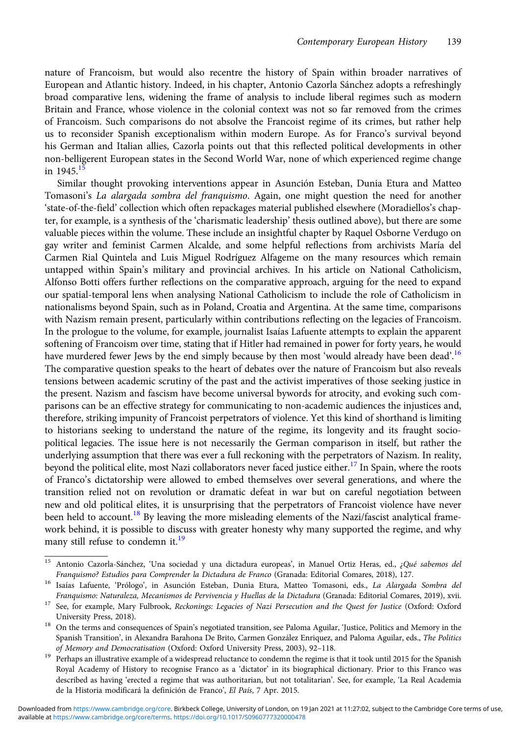nature of Francoism, but would also recentre the history of Spain within broader narratives of European and Atlantic history. Indeed, in his chapter, Antonio Cazorla Sánchez adopts a refreshingly broad comparative lens, widening the frame of analysis to include liberal regimes such as modern Britain and France, whose violence in the colonial context was not so far removed from the crimes of Francoism. Such comparisons do not absolve the Francoist regime of its crimes, but rather help us to reconsider Spanish exceptionalism within modern Europe. As for Franco's survival beyond his German and Italian allies, Cazorla points out that this reflected political developments in other non-belligerent European states in the Second World War, none of which experienced regime change in 1945.[15]

Similar thought provoking interventions appear in Asunción Esteban, Dunia Etura and Matteo Tomasoni's *La alargada sombra del franquismo*. Again, one might question the need for another 'state-of-the-field' collection which often repackages material published elsewhere (Moradiellos's chapter, for example, is a synthesis of the 'charismatic leadership' thesis outlined above), but there are some valuable pieces within the volume. These include an insightful chapter by Raquel Osborne Verdugo on gay writer and feminist Carmen Alcalde, and some helpful reflections from archivists María del Carmen Rial Quintela and Luis Miguel Rodríguez Alfageme on the many resources which remain untapped within Spain's military and provincial archives. In his article on National Catholicism, Alfonso Botti offers further reflections on the comparative approach, arguing for the need to expand our spatial-temporal lens when analysing National Catholicism to include the role of Catholicism in nationalisms beyond Spain, such as in Poland, Croatia and Argentina. At the same time, comparisons with Nazism remain present, particularly within contributions reflecting on the legacies of Francoism. In the prologue to the volume, for example, journalist Isaías Lafuente attempts to explain the apparent softening of Francoism over time, stating that if Hitler had remained in power for forty years, he would have murdered fewer Jews by the end simply because by then most 'would already have been dead'.[16] The comparative question speaks to the heart of debates over the nature of Francoism but also reveals tensions between academic scrutiny of the past and the activist imperatives of those seeking justice in the present. Nazism and fascism have become universal bywords for atrocity, and evoking such comparisons can be an effective strategy for communicating to non-academic audiences the injustices and, therefore, striking impunity of Francoist perpetrators of violence. Yet this kind of shorthand is limiting to historians seeking to understand the nature of the regime, its longevity and its fraught socio-political legacies. The issue here is not necessarily the German comparison in itself, but rather the underlying assumption that there was ever a full reckoning with the perpetrators of Nazism. In reality, beyond the political elite, most Nazi collaborators never faced justice either.[17] In Spain, where the roots of Franco's dictatorship were allowed to embed themselves over several generations, and where the transition relied not on revolution or dramatic defeat in war but on careful negotiation between new and old political elites, it is unsurprising that the perpetrators of Francoist violence have never been held to account.[18] By leaving the more misleading elements of the Nazi/fascist analytical framework behind, it is possible to discuss with greater honesty why many supported the regime, and why many still refuse to condemn it.[19]

---

[15] Antonio Cazorla-Sánchez, 'Una sociedad y una dictadura europeas', in Manuel Ortiz Heras, ed., *¿Qué sabemos del Franquismo? Estudios para Comprender la Dictadura de Franco* (Granada: Editorial Comares, 2018), 127.

[16] Isaías Lafuente, 'Prólogo', in Asunción Esteban, Dunia Etura, Matteo Tomasoni, eds., *La Alargada Sombra del Franquismo: Naturaleza, Mecanismos de Pervivencia y Huellas de la Dictadura* (Granada: Editorial Comares, 2019), xvii.

[17] See, for example, Mary Fulbrook, *Reckonings: Legacies of Nazi Persecution and the Quest for Justice* (Oxford: Oxford University Press, 2018).

[18] On the terms and consequences of Spain's negotiated transition, see Paloma Aguilar, 'Justice, Politics and Memory in the Spanish Transition', in Alexandra Barahona De Brito, Carmen González Enriquez, and Paloma Aguilar, eds., *The Politics of Memory and Democratisation* (Oxford: Oxford University Press, 2003), 92–118.

[19] Perhaps an illustrative example of a widespread reluctance to condemn the regime is that it took until 2015 for the Spanish Royal Academy of History to recognise Franco as a 'dictator' in its biographical dictionary. Prior to this Franco was described as having 'erected a regime that was authoritarian, but not totalitarian'. See, for example, 'La Real Academia de la Historia modificará la definición de Franco', *El País*, 7 Apr. 2015.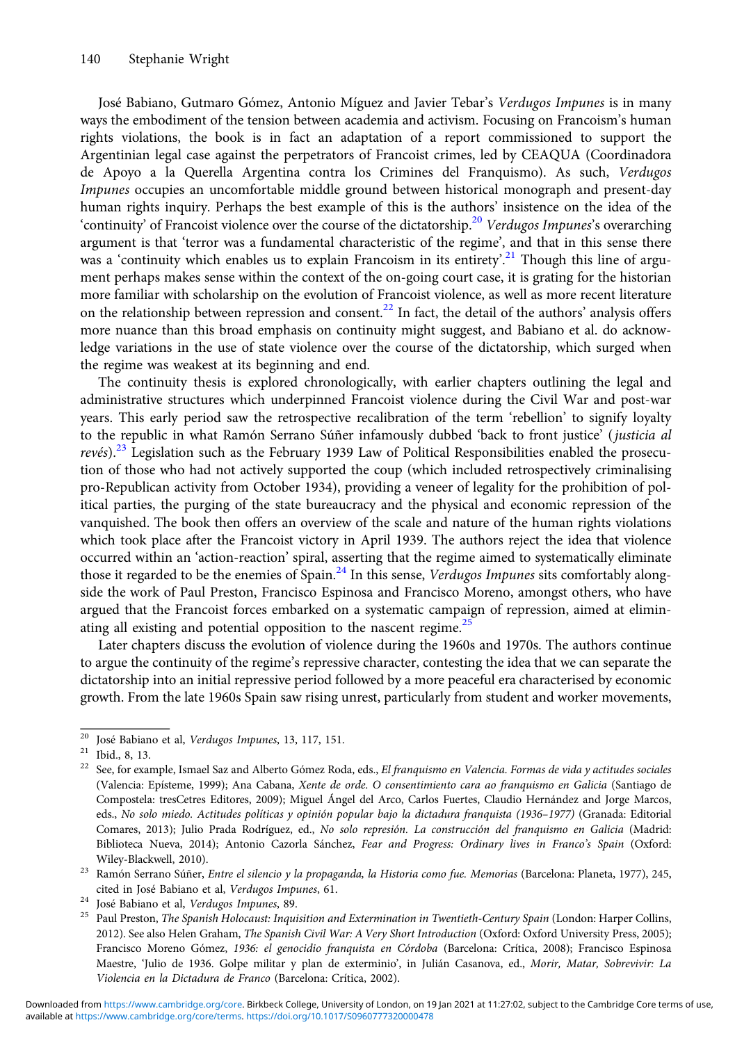José Babiano, Gutmaro Gómez, Antonio Míguez and Javier Tebar's *Verdugos Impunes* is in many ways the embodiment of the tension between academia and activism. Focusing on Francoism's human rights violations, the book is in fact an adaptation of a report commissioned to support the Argentinian legal case against the perpetrators of Francoist crimes, led by CEAQUA (Coordinadora de Apoyo a la Querella Argentina contra los Crimines del Franquismo). As such, *Verdugos Impunes* occupies an uncomfortable middle ground between historical monograph and present-day human rights inquiry. Perhaps the best example of this is the authors' insistence on the idea of the 'continuity' of Francoist violence over the course of the dictatorship.[20] *Verdugos Impunes*'s overarching argument is that 'terror was a fundamental characteristic of the regime', and that in this sense there was a 'continuity which enables us to explain Francoism in its entirety'.[21] Though this line of argument perhaps makes sense within the context of the on-going court case, it is grating for the historian more familiar with scholarship on the evolution of Francoist violence, as well as more recent literature on the relationship between repression and consent.[22] In fact, the detail of the authors' analysis offers more nuance than this broad emphasis on continuity might suggest, and Babiano et al. do acknowledge variations in the use of state violence over the course of the dictatorship, which surged when the regime was weakest at its beginning and end.

The continuity thesis is explored chronologically, with earlier chapters outlining the legal and administrative structures which underpinned Francoist violence during the Civil War and post-war years. This early period saw the retrospective recalibration of the term 'rebellion' to signify loyalty to the republic in what Ramón Serrano Súñer infamously dubbed 'back to front justice' (*justicia al revés*).[23] Legislation such as the February 1939 Law of Political Responsibilities enabled the prosecution of those who had not actively supported the coup (which included retrospectively criminalising pro-Republican activity from October 1934), providing a veneer of legality for the prohibition of political parties, the purging of the state bureaucracy and the physical and economic repression of the vanquished. The book then offers an overview of the scale and nature of the human rights violations which took place after the Francoist victory in April 1939. The authors reject the idea that violence occurred within an 'action-reaction' spiral, asserting that the regime aimed to systematically eliminate those it regarded to be the enemies of Spain.[24] In this sense, *Verdugos Impunes* sits comfortably alongside the work of Paul Preston, Francisco Espinosa and Francisco Moreno, amongst others, who have argued that the Francoist forces embarked on a systematic campaign of repression, aimed at eliminating all existing and potential opposition to the nascent regime.[25]

Later chapters discuss the evolution of violence during the 1960s and 1970s. The authors continue to argue the continuity of the regime's repressive character, contesting the idea that we can separate the dictatorship into an initial repressive period followed by a more peaceful era characterised by economic growth. From the late 1960s Spain saw rising unrest, particularly from student and worker movements,

---

[20] José Babiano et al, *Verdugos Impunes*, 13, 117, 151.

[21] Ibid., 8, 13.

[22] See, for example, Ismael Saz and Alberto Gómez Roda, eds., *El franquismo en Valencia. Formas de vida y actitudes sociales* (Valencia: Epísteme, 1999); Ana Cabana, *Xente de orde. O consentimiento cara ao franquismo en Galicia* (Santiago de Compostela: tresCetres Editores, 2009); Miguel Ángel del Arco, Carlos Fuertes, Claudio Hernández and Jorge Marcos, eds., *No solo miedo. Actitudes políticas y opinión popular bajo la dictadura franquista (1936–1977)* (Granada: Editorial Comares, 2013); Julio Prada Rodríguez, ed., *No solo represión. La construcción del franquismo en Galicia* (Madrid: Biblioteca Nueva, 2014); Antonio Cazorla Sánchez, *Fear and Progress: Ordinary lives in Franco's Spain* (Oxford: Wiley-Blackwell, 2010).

[23] Ramón Serrano Súñer, *Entre el silencio y la propaganda, la Historia como fue. Memorias* (Barcelona: Planeta, 1977), 245, cited in José Babiano et al, *Verdugos Impunes*, 61.

[24] José Babiano et al, *Verdugos Impunes*, 89.

[25] Paul Preston, *The Spanish Holocaust: Inquisition and Extermination in Twentieth-Century Spain* (London: Harper Collins, 2012). See also Helen Graham, *The Spanish Civil War: A Very Short Introduction* (Oxford: Oxford University Press, 2005); Francisco Moreno Gómez, *1936: el genocidio franquista en Córdoba* (Barcelona: Crítica, 2008); Francisco Espinosa Maestre, 'Julio de 1936. Golpe militar y plan de exterminio', in Julián Casanova, ed., *Morir, Matar, Sobrevivir: La Violencia en la Dictadura de Franco* (Barcelona: Crítica, 2002).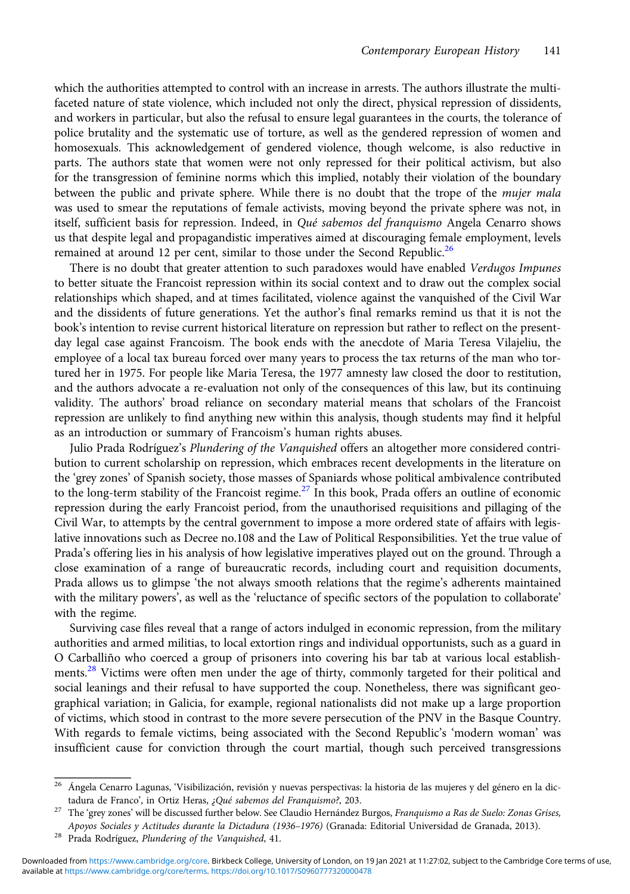which the authorities attempted to control with an increase in arrests. The authors illustrate the multi-faceted nature of state violence, which included not only the direct, physical repression of dissidents, and workers in particular, but also the refusal to ensure legal guarantees in the courts, the tolerance of police brutality and the systematic use of torture, as well as the gendered repression of women and homosexuals. This acknowledgement of gendered violence, though welcome, is also reductive in parts. The authors state that women were not only repressed for their political activism, but also for the transgression of feminine norms which this implied, notably their violation of the boundary between the public and private sphere. While there is no doubt that the trope of the *mujer mala* was used to smear the reputations of female activists, moving beyond the private sphere was not, in itself, sufficient basis for repression. Indeed, in *Qué sabemos del franquismo* Angela Cenarro shows us that despite legal and propagandistic imperatives aimed at discouraging female employment, levels remained at around 12 per cent, similar to those under the Second Republic.[26]

There is no doubt that greater attention to such paradoxes would have enabled *Verdugos Impunes* to better situate the Francoist repression within its social context and to draw out the complex social relationships which shaped, and at times facilitated, violence against the vanquished of the Civil War and the dissidents of future generations. Yet the author's final remarks remind us that it is not the book's intention to revise current historical literature on repression but rather to reflect on the present-day legal case against Francoism. The book ends with the anecdote of Maria Teresa Vilajeliu, the employee of a local tax bureau forced over many years to process the tax returns of the man who tortured her in 1975. For people like Maria Teresa, the 1977 amnesty law closed the door to restitution, and the authors advocate a re-evaluation not only of the consequences of this law, but its continuing validity. The authors' broad reliance on secondary material means that scholars of the Francoist repression are unlikely to find anything new within this analysis, though students may find it helpful as an introduction or summary of Francoism's human rights abuses.

Julio Prada Rodríguez's *Plundering of the Vanquished* offers an altogether more considered contribution to current scholarship on repression, which embraces recent developments in the literature on the 'grey zones' of Spanish society, those masses of Spaniards whose political ambivalence contributed to the long-term stability of the Francoist regime.[27] In this book, Prada offers an outline of economic repression during the early Francoist period, from the unauthorised requisitions and pillaging of the Civil War, to attempts by the central government to impose a more ordered state of affairs with legislative innovations such as Decree no.108 and the Law of Political Responsibilities. Yet the true value of Prada's offering lies in his analysis of how legislative imperatives played out on the ground. Through a close examination of a range of bureaucratic records, including court and requisition documents, Prada allows us to glimpse 'the not always smooth relations that the regime's adherents maintained with the military powers', as well as the 'reluctance of specific sectors of the population to collaborate' with the regime.

Surviving case files reveal that a range of actors indulged in economic repression, from the military authorities and armed militias, to local extortion rings and individual opportunists, such as a guard in O Carballiño who coerced a group of prisoners into covering his bar tab at various local establishments.[28] Victims were often men under the age of thirty, commonly targeted for their political and social leanings and their refusal to have supported the coup. Nonetheless, there was significant geographical variation; in Galicia, for example, regional nationalists did not make up a large proportion of victims, which stood in contrast to the more severe persecution of the PNV in the Basque Country. With regards to female victims, being associated with the Second Republic's 'modern woman' was insufficient cause for conviction through the court martial, though such perceived transgressions

[26] Ángela Cenarro Lagunas, 'Visibilización, revisión y nuevas perspectivas: la historia de las mujeres y del género en la dictadura de Franco', in Ortiz Heras, *¿Qué sabemos del Franquismo?*, 203.

[27] The 'grey zones' will be discussed further below. See Claudio Hernández Burgos, *Franquismo a Ras de Suelo: Zonas Grises, Apoyos Sociales y Actitudes durante la Dictadura (1936–1976)* (Granada: Editorial Universidad de Granada, 2013).

[28] Prada Rodríguez, *Plundering of the Vanquished*, 41.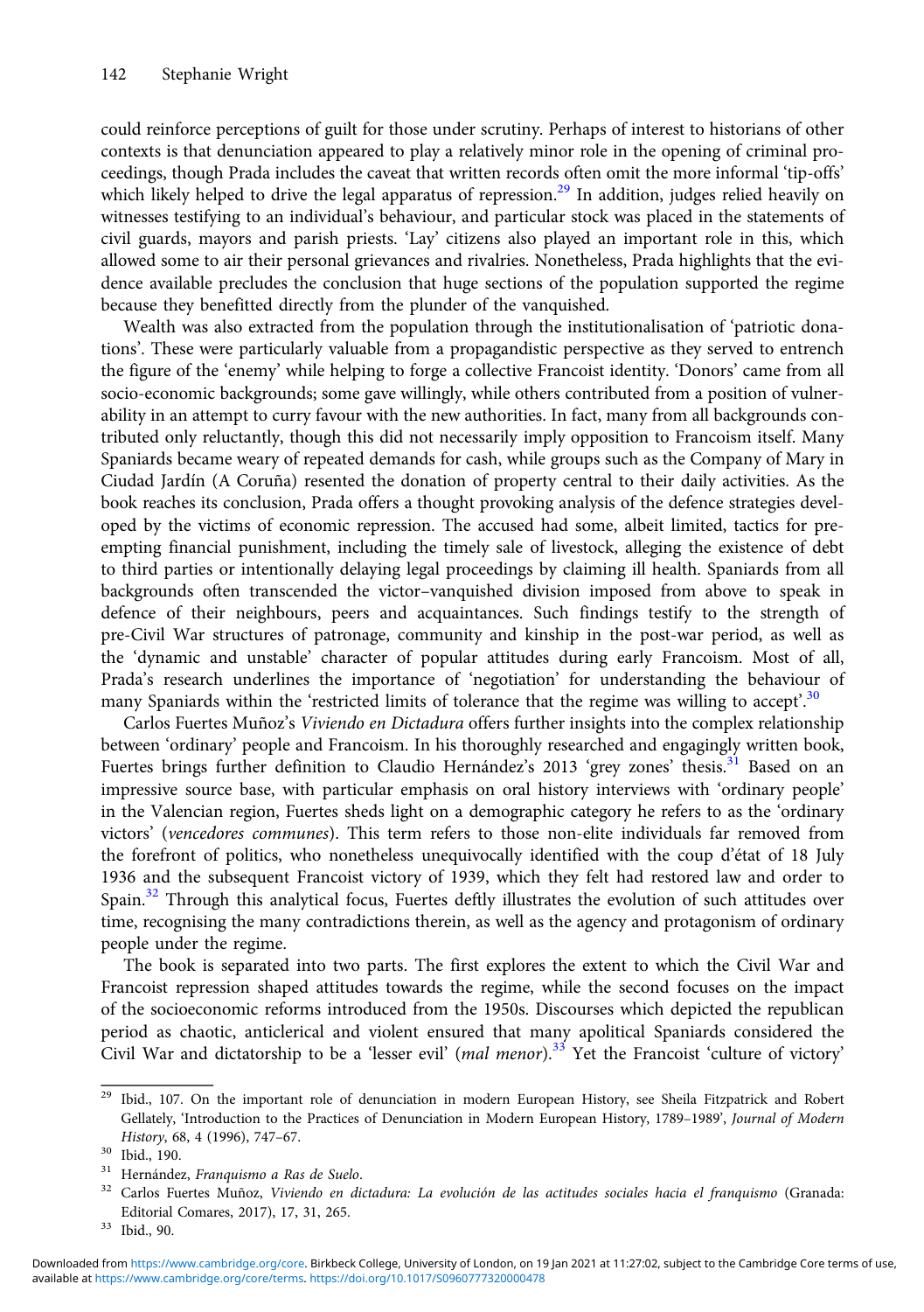could reinforce perceptions of guilt for those under scrutiny. Perhaps of interest to historians of other contexts is that denunciation appeared to play a relatively minor role in the opening of criminal proceedings, though Prada includes the caveat that written records often omit the more informal 'tip-offs' which likely helped to drive the legal apparatus of repression.[29] In addition, judges relied heavily on witnesses testifying to an individual's behaviour, and particular stock was placed in the statements of civil guards, mayors and parish priests. 'Lay' citizens also played an important role in this, which allowed some to air their personal grievances and rivalries. Nonetheless, Prada highlights that the evidence available precludes the conclusion that huge sections of the population supported the regime because they benefitted directly from the plunder of the vanquished.

Wealth was also extracted from the population through the institutionalisation of 'patriotic donations'. These were particularly valuable from a propagandistic perspective as they served to entrench the figure of the 'enemy' while helping to forge a collective Francoist identity. 'Donors' came from all socio-economic backgrounds; some gave willingly, while others contributed from a position of vulnerability in an attempt to curry favour with the new authorities. In fact, many from all backgrounds contributed only reluctantly, though this did not necessarily imply opposition to Francoism itself. Many Spaniards became weary of repeated demands for cash, while groups such as the Company of Mary in Ciudad Jardín (A Coruña) resented the donation of property central to their daily activities. As the book reaches its conclusion, Prada offers a thought provoking analysis of the defence strategies developed by the victims of economic repression. The accused had some, albeit limited, tactics for pre-empting financial punishment, including the timely sale of livestock, alleging the existence of debt to third parties or intentionally delaying legal proceedings by claiming ill health. Spaniards from all backgrounds often transcended the victor–vanquished division imposed from above to speak in defence of their neighbours, peers and acquaintances. Such findings testify to the strength of pre-Civil War structures of patronage, community and kinship in the post-war period, as well as the 'dynamic and unstable' character of popular attitudes during early Francoism. Most of all, Prada's research underlines the importance of 'negotiation' for understanding the behaviour of many Spaniards within the 'restricted limits of tolerance that the regime was willing to accept'.[30]

Carlos Fuertes Muñoz's *Viviendo en Dictadura* offers further insights into the complex relationship between 'ordinary' people and Francoism. In his thoroughly researched and engagingly written book, Fuertes brings further definition to Claudio Hernández's 2013 'grey zones' thesis.[31] Based on an impressive source base, with particular emphasis on oral history interviews with 'ordinary people' in the Valencian region, Fuertes sheds light on a demographic category he refers to as the 'ordinary victors' (*vencedores communes*). This term refers to those non-elite individuals far removed from the forefront of politics, who nonetheless unequivocally identified with the coup d'état of 18 July 1936 and the subsequent Francoist victory of 1939, which they felt had restored law and order to Spain.[32] Through this analytical focus, Fuertes deftly illustrates the evolution of such attitudes over time, recognising the many contradictions therein, as well as the agency and protagonism of ordinary people under the regime.

The book is separated into two parts. The first explores the extent to which the Civil War and Francoist repression shaped attitudes towards the regime, while the second focuses on the impact of the socioeconomic reforms introduced from the 1950s. Discourses which depicted the republican period as chaotic, anticlerical and violent ensured that many apolitical Spaniards considered the Civil War and dictatorship to be a 'lesser evil' (*mal menor*).[33] Yet the Francoist 'culture of victory'

---

[29] Ibid., 107. On the important role of denunciation in modern European History, see Sheila Fitzpatrick and Robert Gellately, 'Introduction to the Practices of Denunciation in Modern European History, 1789–1989', *Journal of Modern History*, 68, 4 (1996), 747–67.

[30] Ibid., 190.

[31] Hernández, *Franquismo a Ras de Suelo*.

[32] Carlos Fuertes Muñoz, *Viviendo en dictadura: La evolución de las actitudes sociales hacia el franquismo* (Granada: Editorial Comares, 2017), 17, 31, 265.

[33] Ibid., 90.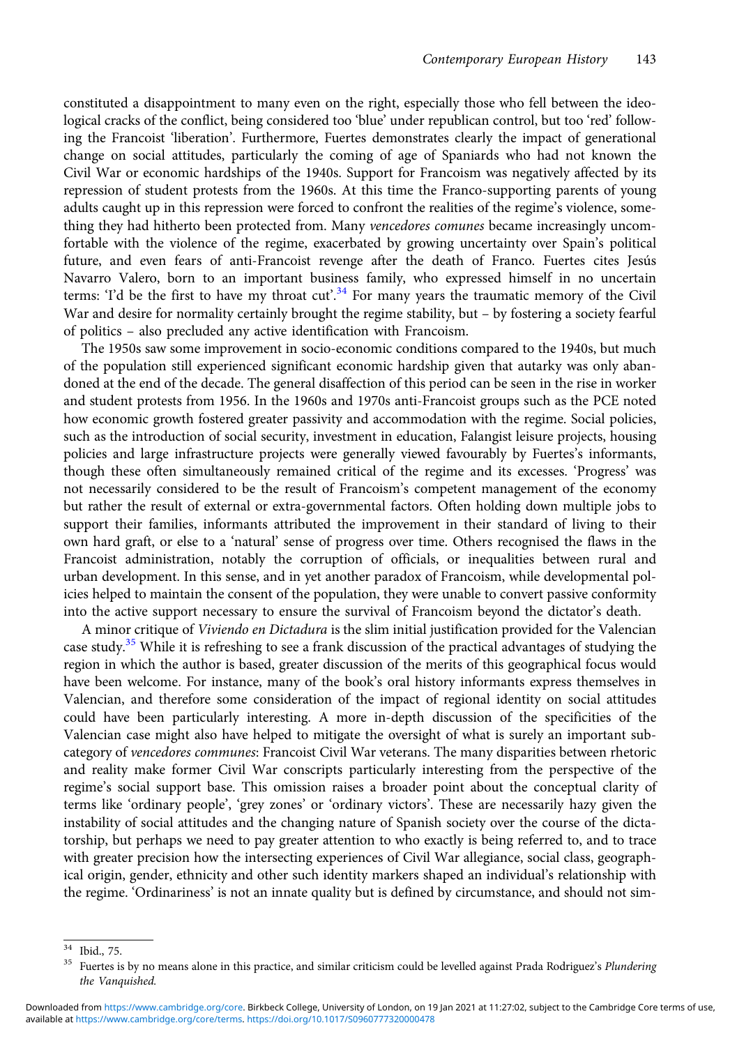constituted a disappointment to many even on the right, especially those who fell between the ideological cracks of the conflict, being considered too 'blue' under republican control, but too 'red' following the Francoist 'liberation'. Furthermore, Fuertes demonstrates clearly the impact of generational change on social attitudes, particularly the coming of age of Spaniards who had not known the Civil War or economic hardships of the 1940s. Support for Francoism was negatively affected by its repression of student protests from the 1960s. At this time the Franco-supporting parents of young adults caught up in this repression were forced to confront the realities of the regime's violence, something they had hitherto been protected from. Many *vencedores comunes* became increasingly uncomfortable with the violence of the regime, exacerbated by growing uncertainty over Spain's political future, and even fears of anti-Francoist revenge after the death of Franco. Fuertes cites Jesús Navarro Valero, born to an important business family, who expressed himself in no uncertain terms: 'I'd be the first to have my throat cut'.[34] For many years the traumatic memory of the Civil War and desire for normality certainly brought the regime stability, but – by fostering a society fearful of politics – also precluded any active identification with Francoism.

The 1950s saw some improvement in socio-economic conditions compared to the 1940s, but much of the population still experienced significant economic hardship given that autarky was only abandoned at the end of the decade. The general disaffection of this period can be seen in the rise in worker and student protests from 1956. In the 1960s and 1970s anti-Francoist groups such as the PCE noted how economic growth fostered greater passivity and accommodation with the regime. Social policies, such as the introduction of social security, investment in education, Falangist leisure projects, housing policies and large infrastructure projects were generally viewed favourably by Fuertes's informants, though these often simultaneously remained critical of the regime and its excesses. 'Progress' was not necessarily considered to be the result of Francoism's competent management of the economy but rather the result of external or extra-governmental factors. Often holding down multiple jobs to support their families, informants attributed the improvement in their standard of living to their own hard graft, or else to a 'natural' sense of progress over time. Others recognised the flaws in the Francoist administration, notably the corruption of officials, or inequalities between rural and urban development. In this sense, and in yet another paradox of Francoism, while developmental policies helped to maintain the consent of the population, they were unable to convert passive conformity into the active support necessary to ensure the survival of Francoism beyond the dictator's death.

A minor critique of *Viviendo en Dictadura* is the slim initial justification provided for the Valencian case study.[35] While it is refreshing to see a frank discussion of the practical advantages of studying the region in which the author is based, greater discussion of the merits of this geographical focus would have been welcome. For instance, many of the book's oral history informants express themselves in Valencian, and therefore some consideration of the impact of regional identity on social attitudes could have been particularly interesting. A more in-depth discussion of the specificities of the Valencian case might also have helped to mitigate the oversight of what is surely an important subcategory of *vencedores communes*: Francoist Civil War veterans. The many disparities between rhetoric and reality make former Civil War conscripts particularly interesting from the perspective of the regime's social support base. This omission raises a broader point about the conceptual clarity of terms like 'ordinary people', 'grey zones' or 'ordinary victors'. These are necessarily hazy given the instability of social attitudes and the changing nature of Spanish society over the course of the dictatorship, but perhaps we need to pay greater attention to who exactly is being referred to, and to trace with greater precision how the intersecting experiences of Civil War allegiance, social class, geographical origin, gender, ethnicity and other such identity markers shaped an individual's relationship with the regime. 'Ordinariness' is not an innate quality but is defined by circumstance, and should not sim-

---

[34] Ibid., 75.

[35] Fuertes is by no means alone in this practice, and similar criticism could be levelled against Prada Rodriguez's *Plundering the Vanquished.*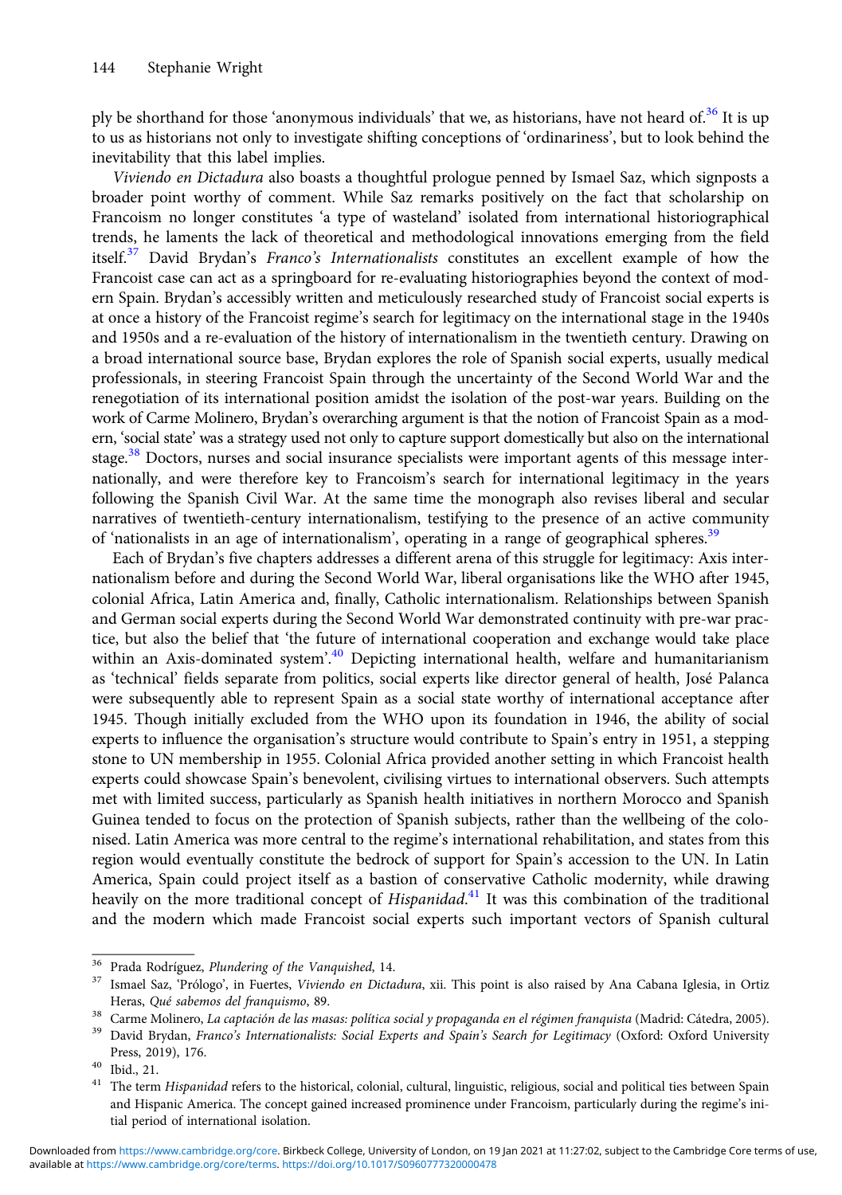ply be shorthand for those 'anonymous individuals' that we, as historians, have not heard of.[36] It is up to us as historians not only to investigate shifting conceptions of 'ordinariness', but to look behind the inevitability that this label implies.

*Viviendo en Dictadura* also boasts a thoughtful prologue penned by Ismael Saz, which signposts a broader point worthy of comment. While Saz remarks positively on the fact that scholarship on Francoism no longer constitutes 'a type of wasteland' isolated from international historiographical trends, he laments the lack of theoretical and methodological innovations emerging from the field itself.[37] David Brydan's *Franco's Internationalists* constitutes an excellent example of how the Francoist case can act as a springboard for re-evaluating historiographies beyond the context of modern Spain. Brydan's accessibly written and meticulously researched study of Francoist social experts is at once a history of the Francoist regime's search for legitimacy on the international stage in the 1940s and 1950s and a re-evaluation of the history of internationalism in the twentieth century. Drawing on a broad international source base, Brydan explores the role of Spanish social experts, usually medical professionals, in steering Francoist Spain through the uncertainty of the Second World War and the renegotiation of its international position amidst the isolation of the post-war years. Building on the work of Carme Molinero, Brydan's overarching argument is that the notion of Francoist Spain as a modern, 'social state' was a strategy used not only to capture support domestically but also on the international stage.[38] Doctors, nurses and social insurance specialists were important agents of this message internationally, and were therefore key to Francoism's search for international legitimacy in the years following the Spanish Civil War. At the same time the monograph also revises liberal and secular narratives of twentieth-century internationalism, testifying to the presence of an active community of 'nationalists in an age of internationalism', operating in a range of geographical spheres.[39]

Each of Brydan's five chapters addresses a different arena of this struggle for legitimacy: Axis internationalism before and during the Second World War, liberal organisations like the WHO after 1945, colonial Africa, Latin America and, finally, Catholic internationalism. Relationships between Spanish and German social experts during the Second World War demonstrated continuity with pre-war practice, but also the belief that 'the future of international cooperation and exchange would take place within an Axis-dominated system'.[40] Depicting international health, welfare and humanitarianism as 'technical' fields separate from politics, social experts like director general of health, José Palanca were subsequently able to represent Spain as a social state worthy of international acceptance after 1945. Though initially excluded from the WHO upon its foundation in 1946, the ability of social experts to influence the organisation's structure would contribute to Spain's entry in 1951, a stepping stone to UN membership in 1955. Colonial Africa provided another setting in which Francoist health experts could showcase Spain's benevolent, civilising virtues to international observers. Such attempts met with limited success, particularly as Spanish health initiatives in northern Morocco and Spanish Guinea tended to focus on the protection of Spanish subjects, rather than the wellbeing of the colonised. Latin America was more central to the regime's international rehabilitation, and states from this region would eventually constitute the bedrock of support for Spain's accession to the UN. In Latin America, Spain could project itself as a bastion of conservative Catholic modernity, while drawing heavily on the more traditional concept of *Hispanidad*.[41] It was this combination of the traditional and the modern which made Francoist social experts such important vectors of Spanish cultural

---

[36] Prada Rodríguez, *Plundering of the Vanquished*, 14.

[37] Ismael Saz, 'Prólogo', in Fuertes, *Viviendo en Dictadura*, xii. This point is also raised by Ana Cabana Iglesia, in Ortiz Heras, *Qué sabemos del franquismo*, 89.

[38] Carme Molinero, *La captación de las masas: política social y propaganda en el régimen franquista* (Madrid: Cátedra, 2005).

[39] David Brydan, *Franco's Internationalists: Social Experts and Spain's Search for Legitimacy* (Oxford: Oxford University Press, 2019), 176.

[40] Ibid., 21.

[41] The term *Hispanidad* refers to the historical, colonial, cultural, linguistic, religious, social and political ties between Spain and Hispanic America. The concept gained increased prominence under Francoism, particularly during the regime's initial period of international isolation.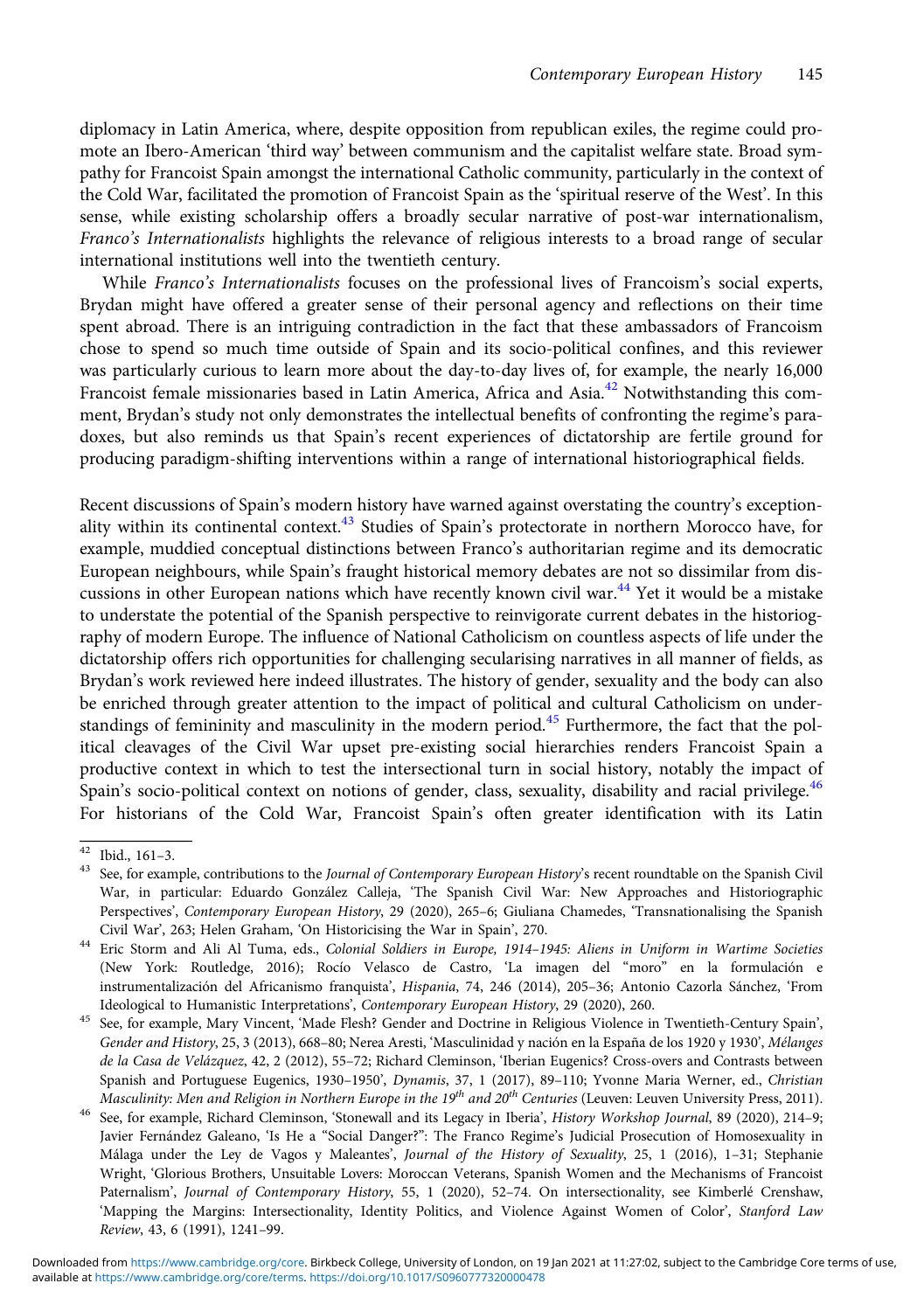diplomacy in Latin America, where, despite opposition from republican exiles, the regime could promote an Ibero-American 'third way' between communism and the capitalist welfare state. Broad sympathy for Francoist Spain amongst the international Catholic community, particularly in the context of the Cold War, facilitated the promotion of Francoist Spain as the 'spiritual reserve of the West'. In this sense, while existing scholarship offers a broadly secular narrative of post-war internationalism, *Franco's Internationalists* highlights the relevance of religious interests to a broad range of secular international institutions well into the twentieth century.

While *Franco's Internationalists* focuses on the professional lives of Francoism's social experts, Brydan might have offered a greater sense of their personal agency and reflections on their time spent abroad. There is an intriguing contradiction in the fact that these ambassadors of Francoism chose to spend so much time outside of Spain and its socio-political confines, and this reviewer was particularly curious to learn more about the day-to-day lives of, for example, the nearly 16,000 Francoist female missionaries based in Latin America, Africa and Asia.[42] Notwithstanding this comment, Brydan's study not only demonstrates the intellectual benefits of confronting the regime's paradoxes, but also reminds us that Spain's recent experiences of dictatorship are fertile ground for producing paradigm-shifting interventions within a range of international historiographical fields.

Recent discussions of Spain's modern history have warned against overstating the country's exceptionality within its continental context.[43] Studies of Spain's protectorate in northern Morocco have, for example, muddied conceptual distinctions between Franco's authoritarian regime and its democratic European neighbours, while Spain's fraught historical memory debates are not so dissimilar from discussions in other European nations which have recently known civil war.[44] Yet it would be a mistake to understate the potential of the Spanish perspective to reinvigorate current debates in the historiography of modern Europe. The influence of National Catholicism on countless aspects of life under the dictatorship offers rich opportunities for challenging secularising narratives in all manner of fields, as Brydan's work reviewed here indeed illustrates. The history of gender, sexuality and the body can also be enriched through greater attention to the impact of political and cultural Catholicism on understandings of femininity and masculinity in the modern period.[45] Furthermore, the fact that the political cleavages of the Civil War upset pre-existing social hierarchies renders Francoist Spain a productive context in which to test the intersectional turn in social history, notably the impact of Spain's socio-political context on notions of gender, class, sexuality, disability and racial privilege.[46] For historians of the Cold War, Francoist Spain's often greater identification with its Latin

---

[42] Ibid., 161–3.

[43] See, for example, contributions to the *Journal of Contemporary European History*'s recent roundtable on the Spanish Civil War, in particular: Eduardo González Calleja, 'The Spanish Civil War: New Approaches and Historiographic Perspectives', *Contemporary European History*, 29 (2020), 265–6; Giuliana Chamedes, 'Transnationalising the Spanish Civil War', 263; Helen Graham, 'On Historicising the War in Spain', 270.

[44] Eric Storm and Ali Al Tuma, eds., *Colonial Soldiers in Europe, 1914–1945: Aliens in Uniform in Wartime Societies* (New York: Routledge, 2016); Rocío Velasco de Castro, 'La imagen del "moro" en la formulación e instrumentalización del Africanismo franquista', *Hispania*, 74, 246 (2014), 205–36; Antonio Cazorla Sánchez, 'From Ideological to Humanistic Interpretations', *Contemporary European History*, 29 (2020), 260.

[45] See, for example, Mary Vincent, 'Made Flesh? Gender and Doctrine in Religious Violence in Twentieth-Century Spain', *Gender and History*, 25, 3 (2013), 668–80; Nerea Aresti, 'Masculinidad y nación en la España de los 1920 y 1930', *Mélanges de la Casa de Velázquez*, 42, 2 (2012), 55–72; Richard Cleminson, 'Iberian Eugenics? Cross-overs and Contrasts between Spanish and Portuguese Eugenics, 1930–1950', *Dynamis*, 37, 1 (2017), 89–110; Yvonne Maria Werner, ed., *Christian Masculinity: Men and Religion in Northern Europe in the 19th and 20th Centuries* (Leuven: Leuven University Press, 2011).

[46] See, for example, Richard Cleminson, 'Stonewall and its Legacy in Iberia', *History Workshop Journal*, 89 (2020), 214–9; Javier Fernández Galeano, 'Is He a "Social Danger?": The Franco Regime's Judicial Prosecution of Homosexuality in Málaga under the Ley de Vagos y Maleantes', *Journal of the History of Sexuality*, 25, 1 (2016), 1–31; Stephanie Wright, 'Glorious Brothers, Unsuitable Lovers: Moroccan Veterans, Spanish Women and the Mechanisms of Francoist Paternalism', *Journal of Contemporary History*, 55, 1 (2020), 52–74. On intersectionality, see Kimberlé Crenshaw, 'Mapping the Margins: Intersectionality, Identity Politics, and Violence Against Women of Color', *Stanford Law Review*, 43, 6 (1991), 1241–99.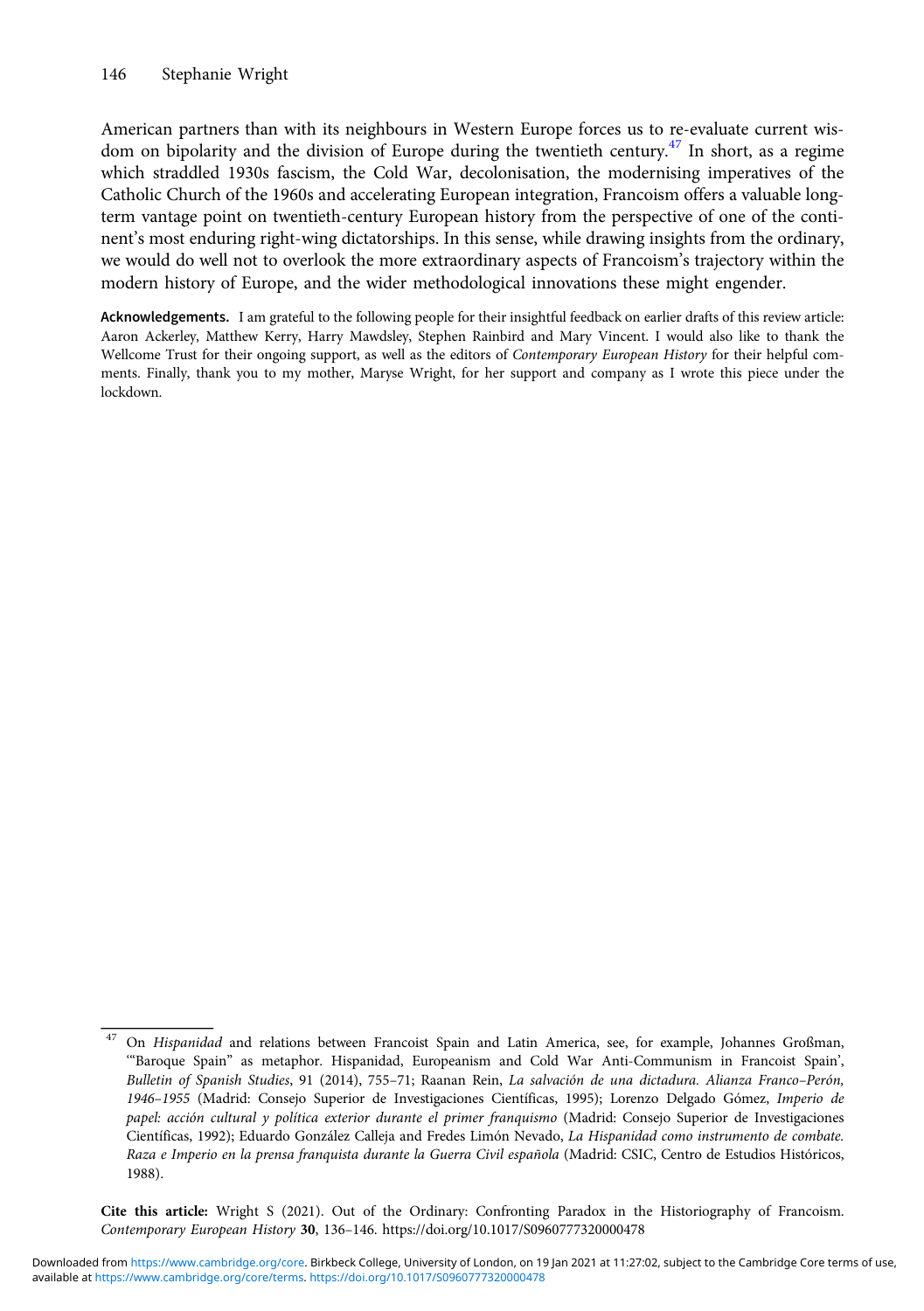American partners than with its neighbours in Western Europe forces us to re-evaluate current wisdom on bipolarity and the division of Europe during the twentieth century.[47] In short, as a regime which straddled 1930s fascism, the Cold War, decolonisation, the modernising imperatives of the Catholic Church of the 1960s and accelerating European integration, Francoism offers a valuable long-term vantage point on twentieth-century European history from the perspective of one of the continent's most enduring right-wing dictatorships. In this sense, while drawing insights from the ordinary, we would do well not to overlook the more extraordinary aspects of Francoism's trajectory within the modern history of Europe, and the wider methodological innovations these might engender.

**Acknowledgements.** I am grateful to the following people for their insightful feedback on earlier drafts of this review article: Aaron Ackerley, Matthew Kerry, Harry Mawdsley, Stephen Rainbird and Mary Vincent. I would also like to thank the Wellcome Trust for their ongoing support, as well as the editors of *Contemporary European History* for their helpful comments. Finally, thank you to my mother, Maryse Wright, for her support and company as I wrote this piece under the lockdown.

[47] On *Hispanidad* and relations between Francoist Spain and Latin America, see, for example, Johannes Großman, '"Baroque Spain" as metaphor. Hispanidad, Europeanism and Cold War Anti-Communism in Francoist Spain', *Bulletin of Spanish Studies*, 91 (2014), 755–71; Raanan Rein, *La salvación de una dictadura. Alianza Franco–Perón, 1946–1955* (Madrid: Consejo Superior de Investigaciones Científicas, 1995); Lorenzo Delgado Gómez, *Imperio de papel: acción cultural y política exterior durante el primer franquismo* (Madrid: Consejo Superior de Investigaciones Científicas, 1992); Eduardo González Calleja and Fredes Limón Nevado, *La Hispanidad como instrumento de combate. Raza e Imperio en la prensa franquista durante la Guerra Civil española* (Madrid: CSIC, Centro de Estudios Históricos, 1988).

**Cite this article:** Wright S (2021). Out of the Ordinary: Confronting Paradox in the Historiography of Francoism. *Contemporary European History* **30**, 136–146. https://doi.org/10.1017/S0960777320000478